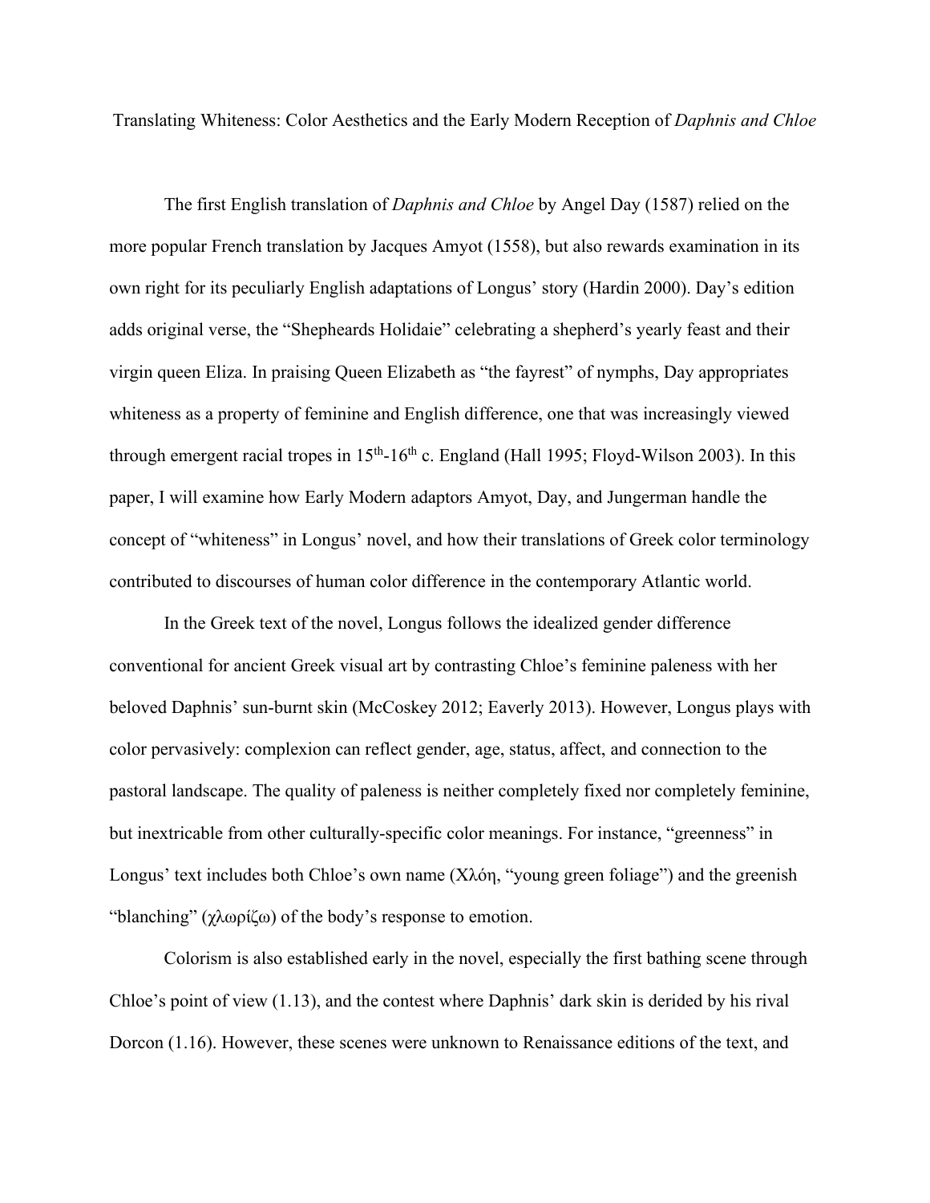# Translating Whiteness: Color Aesthetics and the Early Modern Reception of *Daphnis and Chloe*

The first English translation of *Daphnis and Chloe* by Angel Day (1587) relied on the more popular French translation by Jacques Amyot (1558), but also rewards examination in its own right for its peculiarly English adaptations of Longus' story (Hardin 2000). Day's edition adds original verse, the "Shepheards Holidaie" celebrating a shepherd's yearly feast and their virgin queen Eliza. In praising Queen Elizabeth as "the fayrest" of nymphs, Day appropriates whiteness as a property of feminine and English difference, one that was increasingly viewed through emergent racial tropes in 15th-16th c. England (Hall 1995; Floyd-Wilson 2003). In this paper, I will examine how Early Modern adaptors Amyot, Day, and Jungerman handle the concept of "whiteness" in Longus' novel, and how their translations of Greek color terminology contributed to discourses of human color difference in the contemporary Atlantic world.

In the Greek text of the novel, Longus follows the idealized gender difference conventional for ancient Greek visual art by contrasting Chloe's feminine paleness with her beloved Daphnis' sun-burnt skin (McCoskey 2012; Eaverly 2013). However, Longus plays with color pervasively: complexion can reflect gender, age, status, affect, and connection to the pastoral landscape. The quality of paleness is neither completely fixed nor completely feminine, but inextricable from other culturally-specific color meanings. For instance, "greenness" in Longus' text includes both Chloe's own name (Χλόη, "young green foliage") and the greenish "blanching" (χλωρίζω) of the body's response to emotion.

Colorism is also established early in the novel, especially the first bathing scene through Chloe's point of view (1.13), and the contest where Daphnis' dark skin is derided by his rival Dorcon (1.16). However, these scenes were unknown to Renaissance editions of the text, and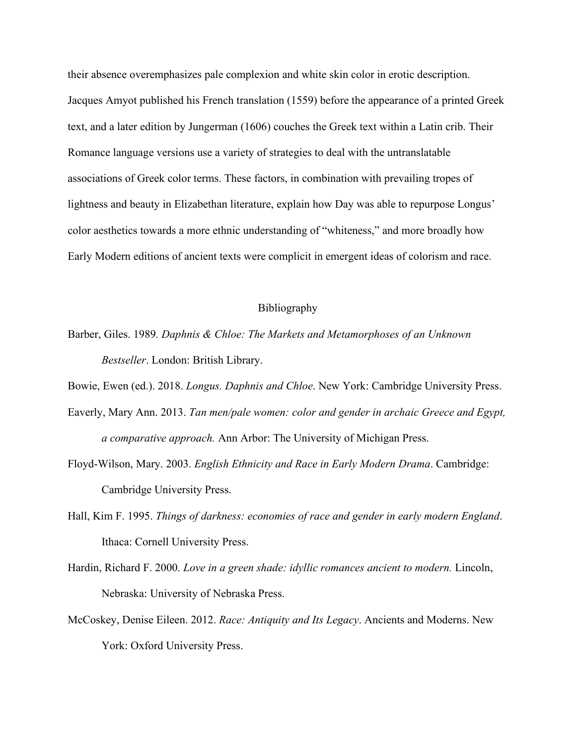their absence overemphasizes pale complexion and white skin color in erotic description. Jacques Amyot published his French translation (1559) before the appearance of a printed Greek text, and a later edition by Jungerman (1606) couches the Greek text within a Latin crib. Their Romance language versions use a variety of strategies to deal with the untranslatable associations of Greek color terms. These factors, in combination with prevailing tropes of lightness and beauty in Elizabethan literature, explain how Day was able to repurpose Longus' color aesthetics towards a more ethnic understanding of "whiteness," and more broadly how Early Modern editions of ancient texts were complicit in emergent ideas of colorism and race.

## Bibliography

Barber, Giles. 1989. *Daphnis & Chloe: The Markets and Metamorphoses of an Unknown Bestseller*. London: British Library.

Bowie, Ewen (ed.). 2018. *Longus. Daphnis and Chloe*. New York: Cambridge University Press.

Eaverly, Mary Ann. 2013. *Tan men/pale women: color and gender in archaic Greece and Egypt, a comparative approach.* Ann Arbor: The University of Michigan Press.

Floyd-Wilson, Mary. 2003. *English Ethnicity and Race in Early Modern Drama*. Cambridge: Cambridge University Press.

Hall, Kim F. 1995. *Things of darkness: economies of race and gender in early modern England*. Ithaca: Cornell University Press.

Hardin, Richard F. 2000. *Love in a green shade: idyllic romances ancient to modern.* Lincoln, Nebraska: University of Nebraska Press.

McCoskey, Denise Eileen. 2012. *Race: Antiquity and Its Legacy*. Ancients and Moderns. New York: Oxford University Press.